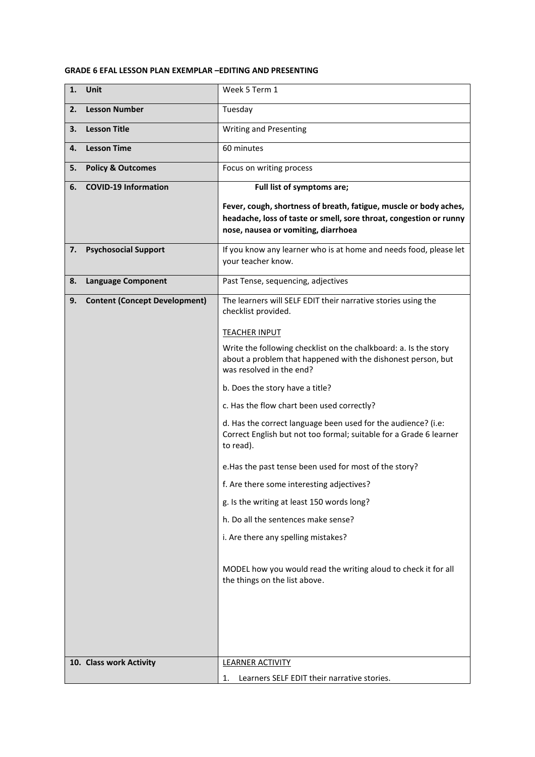**GRADE 6 EFAL LESSON PLAN EXEMPLAR –EDITING AND PRESENTING**

| | |
|---|---|
| **1. Unit** | Week 5 Term 1 |
| **2. Lesson Number** | Tuesday |
| **3. Lesson Title** | Writing and Presenting |
| **4. Lesson Time** | 60 minutes |
| **5. Policy & Outcomes** | Focus on writing process |
| **6. COVID-19 Information** | **Full list of symptoms are;**<br><br>**Fever, cough, shortness of breath, fatigue, muscle or body aches, headache, loss of taste or smell, sore throat, congestion or runny nose, nausea or vomiting, diarrhoea** |
| **7. Psychosocial Support** | If you know any learner who is at home and needs food, please let your teacher know. |
| **8. Language Component** | Past Tense, sequencing, adjectives |
| **9. Content (Concept Development)** | The learners will SELF EDIT their narrative stories using the checklist provided.<br><br>TEACHER INPUT<br><br>Write the following checklist on the chalkboard: a. Is the story about a problem that happened with the dishonest person, but was resolved in the end?<br><br>b. Does the story have a title?<br><br>c. Has the flow chart been used correctly?<br><br>d. Has the correct language been used for the audience? (i.e: Correct English but not too formal; suitable for a Grade 6 learner to read).<br><br>e.Has the past tense been used for most of the story?<br><br>f. Are there some interesting adjectives?<br><br>g. Is the writing at least 150 words long?<br><br>h. Do all the sentences make sense?<br><br>i. Are there any spelling mistakes?<br><br>MODEL how you would read the writing aloud to check it for all the things on the list above. |
| **10. Class work Activity** | LEARNER ACTIVITY<br><br>1. Learners SELF EDIT their narrative stories. |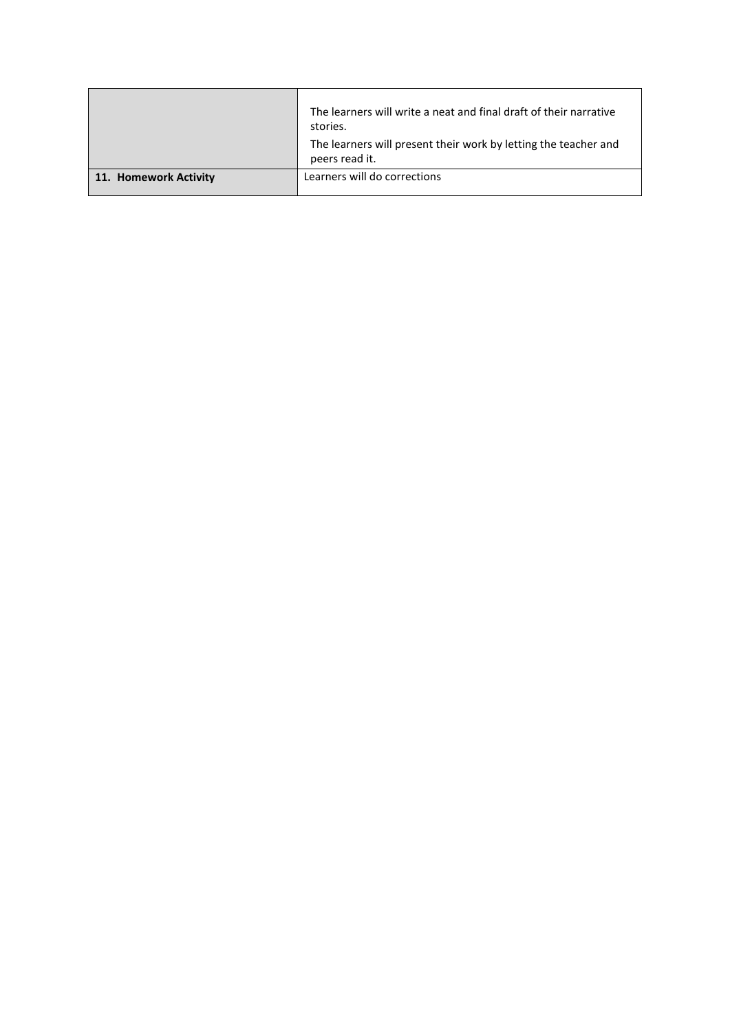| | |
|---|---|
| | The learners will write a neat and final draft of their narrative stories.<br>The learners will present their work by letting the teacher and peers read it. |
| **11. Homework Activity** | Learners will do corrections |